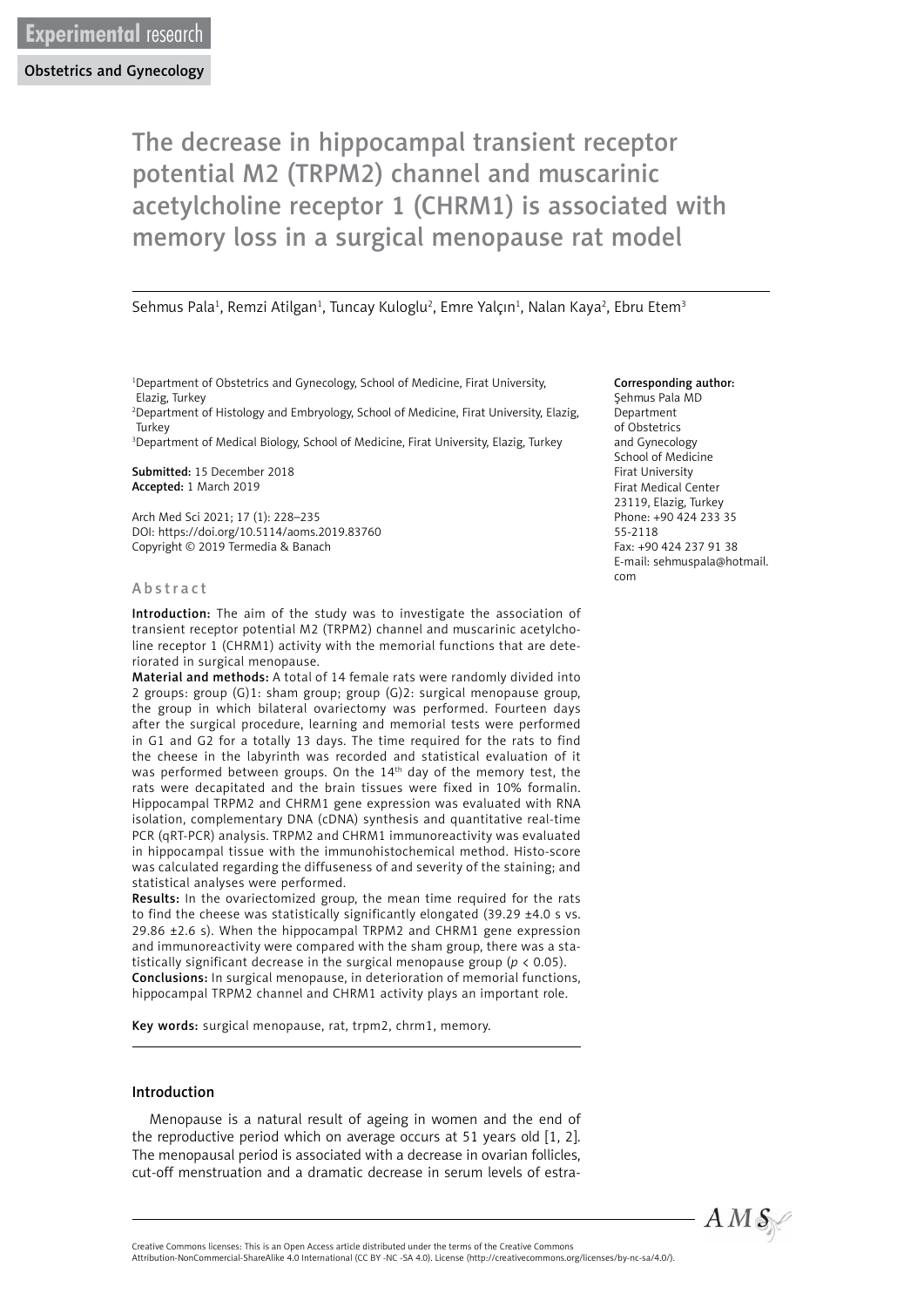Experimental research

Obstetrics and Gynecology

# The decrease in hippocampal transient receptor potential M2 (TRPM2) channel and muscarinic acetylcholine receptor 1 (CHRM1) is associated with memory loss in a surgical menopause rat model

Sehmus Pala[1], Remzi Atilgan[1], Tuncay Kuloglu[2], Emre Yalçın[1], Nalan Kaya[2], Ebru Etem[3]

[1]Department of Obstetrics and Gynecology, School of Medicine, Firat University, Elazig, Turkey
[2]Department of Histology and Embryology, School of Medicine, Firat University, Elazig, Turkey
[3]Department of Medical Biology, School of Medicine, Firat University, Elazig, Turkey

**Submitted:** 15 December 2018
**Accepted:** 1 March 2019

Arch Med Sci 2021; 17 (1): 228–235
DOI: https://doi.org/10.5114/aoms.2019.83760
Copyright © 2019 Termedia & Banach

**Corresponding author:**
Şehmus Pala MD
Department of Obstetrics and Gynecology
School of Medicine
Firat University
Firat Medical Center
23119, Elazig, Turkey
Phone: +90 424 233 35 55-2118
Fax: +90 424 237 91 38
E-mail: sehmuspala@hotmail.com

## Abstract

**Introduction:** The aim of the study was to investigate the association of transient receptor potential M2 (TRPM2) channel and muscarinic acetylcholine receptor 1 (CHRM1) activity with the memorial functions that are deteriorated in surgical menopause.

**Material and methods:** A total of 14 female rats were randomly divided into 2 groups: group (G)1: sham group; group (G)2: surgical menopause group, the group in which bilateral ovariectomy was performed. Fourteen days after the surgical procedure, learning and memorial tests were performed in G1 and G2 for a totally 13 days. The time required for the rats to find the cheese in the labyrinth was recorded and statistical evaluation of it was performed between groups. On the 14[th] day of the memory test, the rats were decapitated and the brain tissues were fixed in 10% formalin. Hippocampal TRPM2 and CHRM1 gene expression was evaluated with RNA isolation, complementary DNA (cDNA) synthesis and quantitative real-time PCR (qRT-PCR) analysis. TRPM2 and CHRM1 immunoreactivity was evaluated in hippocampal tissue with the immunohistochemical method. Histo-score was calculated regarding the diffuseness of and severity of the staining; and statistical analyses were performed.

**Results:** In the ovariectomized group, the mean time required for the rats to find the cheese was statistically significantly elongated (39.29 ±4.0 s vs. 29.86 ±2.6 s). When the hippocampal TRPM2 and CHRM1 gene expression and immunoreactivity were compared with the sham group, there was a statistically significant decrease in the surgical menopause group ($p < 0.05$).

**Conclusions:** In surgical menopause, in deterioration of memorial functions, hippocampal TRPM2 channel and CHRM1 activity plays an important role.

**Key words:** surgical menopause, rat, trpm2, chrm1, memory.

## Introduction

Menopause is a natural result of ageing in women and the end of the reproductive period which on average occurs at 51 years old [1, 2]. The menopausal period is associated with a decrease in ovarian follicles, cut-off menstruation and a dramatic decrease in serum levels of estra-

Creative Commons licenses: This is an Open Access article distributed under the terms of the Creative Commons Attribution-NonCommercial-ShareAlike 4.0 International (CC BY -NC -SA 4.0). License (http://creativecommons.org/licenses/by-nc-sa/4.0/).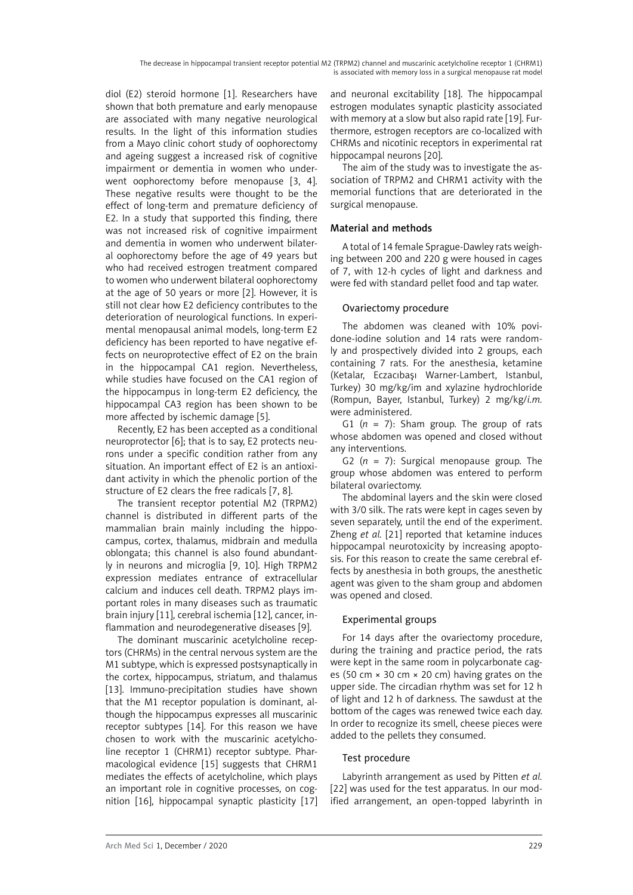diol (E2) steroid hormone [1]. Researchers have shown that both premature and early menopause are associated with many negative neurological results. In the light of this information studies from a Mayo clinic cohort study of oophorectomy and ageing suggest a increased risk of cognitive impairment or dementia in women who underwent oophorectomy before menopause [3, 4]. These negative results were thought to be the effect of long-term and premature deficiency of E2. In a study that supported this finding, there was not increased risk of cognitive impairment and dementia in women who underwent bilateral oophorectomy before the age of 49 years but who had received estrogen treatment compared to women who underwent bilateral oophorectomy at the age of 50 years or more [2]. However, it is still not clear how E2 deficiency contributes to the deterioration of neurological functions. In experimental menopausal animal models, long-term E2 deficiency has been reported to have negative effects on neuroprotective effect of E2 on the brain in the hippocampal CA1 region. Nevertheless, while studies have focused on the CA1 region of the hippocampus in long-term E2 deficiency, the hippocampal CA3 region has been shown to be more affected by ischemic damage [5].

Recently, E2 has been accepted as a conditional neuroprotector [6]; that is to say, E2 protects neurons under a specific condition rather from any situation. An important effect of E2 is an antioxidant activity in which the phenolic portion of the structure of E2 clears the free radicals [7, 8].

The transient receptor potential M2 (TRPM2) channel is distributed in different parts of the mammalian brain mainly including the hippocampus, cortex, thalamus, midbrain and medulla oblongata; this channel is also found abundantly in neurons and microglia [9, 10]. High TRPM2 expression mediates entrance of extracellular calcium and induces cell death. TRPM2 plays important roles in many diseases such as traumatic brain injury [11], cerebral ischemia [12], cancer, inflammation and neurodegenerative diseases [9].

The dominant muscarinic acetylcholine receptors (CHRMs) in the central nervous system are the M1 subtype, which is expressed postsynaptically in the cortex, hippocampus, striatum, and thalamus [13]. Immuno-precipitation studies have shown that the M1 receptor population is dominant, although the hippocampus expresses all muscarinic receptor subtypes [14]. For this reason we have chosen to work with the muscarinic acetylcholine receptor 1 (CHRM1) receptor subtype. Pharmacological evidence [15] suggests that CHRM1 mediates the effects of acetylcholine, which plays an important role in cognitive processes, on cognition [16], hippocampal synaptic plasticity [17] and neuronal excitability [18]. The hippocampal estrogen modulates synaptic plasticity associated with memory at a slow but also rapid rate [19]. Furthermore, estrogen receptors are co-localized with CHRMs and nicotinic receptors in experimental rat hippocampal neurons [20].

The aim of the study was to investigate the association of TRPM2 and CHRM1 activity with the memorial functions that are deteriorated in the surgical menopause.

## Material and methods

A total of 14 female Sprague-Dawley rats weighing between 200 and 220 g were housed in cages of 7, with 12-h cycles of light and darkness and were fed with standard pellet food and tap water.

### Ovariectomy procedure

The abdomen was cleaned with 10% povidone-iodine solution and 14 rats were randomly and prospectively divided into 2 groups, each containing 7 rats. For the anesthesia, ketamine (Ketalar, Eczacıbaşı Warner-Lambert, Istanbul, Turkey) 30 mg/kg/im and xylazine hydrochloride (Rompun, Bayer, Istanbul, Turkey) 2 mg/kg/*i.m.* were administered.

G1 (*n* = 7): Sham group. The group of rats whose abdomen was opened and closed without any interventions.

G2 (*n* = 7): Surgical menopause group. The group whose abdomen was entered to perform bilateral ovariectomy.

The abdominal layers and the skin were closed with 3/0 silk. The rats were kept in cages seven by seven separately, until the end of the experiment. Zheng *et al.* [21] reported that ketamine induces hippocampal neurotoxicity by increasing apoptosis. For this reason to create the same cerebral effects by anesthesia in both groups, the anesthetic agent was given to the sham group and abdomen was opened and closed.

### Experimental groups

For 14 days after the ovariectomy procedure, during the training and practice period, the rats were kept in the same room in polycarbonate cages (50 cm × 30 cm × 20 cm) having grates on the upper side. The circadian rhythm was set for 12 h of light and 12 h of darkness. The sawdust at the bottom of the cages was renewed twice each day. In order to recognize its smell, cheese pieces were added to the pellets they consumed.

### Test procedure

Labyrinth arrangement as used by Pitten *et al.* [22] was used for the test apparatus. In our modified arrangement, an open-topped labyrinth in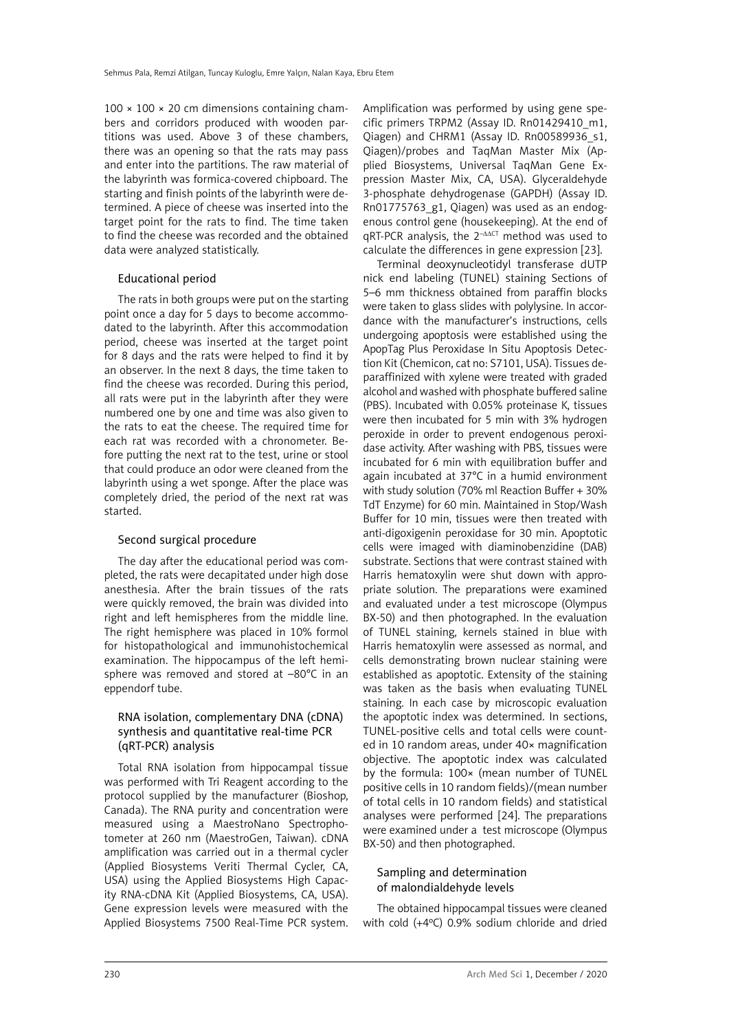100 × 100 × 20 cm dimensions containing chambers and corridors produced with wooden partitions was used. Above 3 of these chambers, there was an opening so that the rats may pass and enter into the partitions. The raw material of the labyrinth was formica-covered chipboard. The starting and finish points of the labyrinth were determined. A piece of cheese was inserted into the target point for the rats to find. The time taken to find the cheese was recorded and the obtained data were analyzed statistically.

### Educational period

The rats in both groups were put on the starting point once a day for 5 days to become accommodated to the labyrinth. After this accommodation period, cheese was inserted at the target point for 8 days and the rats were helped to find it by an observer. In the next 8 days, the time taken to find the cheese was recorded. During this period, all rats were put in the labyrinth after they were numbered one by one and time was also given to the rats to eat the cheese. The required time for each rat was recorded with a chronometer. Before putting the next rat to the test, urine or stool that could produce an odor were cleaned from the labyrinth using a wet sponge. After the place was completely dried, the period of the next rat was started.

### Second surgical procedure

The day after the educational period was completed, the rats were decapitated under high dose anesthesia. After the brain tissues of the rats were quickly removed, the brain was divided into right and left hemispheres from the middle line. The right hemisphere was placed in 10% formol for histopathological and immunohistochemical examination. The hippocampus of the left hemisphere was removed and stored at –80°C in an eppendorf tube.

### RNA isolation, complementary DNA (cDNA) synthesis and quantitative real-time PCR (qRT-PCR) analysis

Total RNA isolation from hippocampal tissue was performed with Tri Reagent according to the protocol supplied by the manufacturer (Bioshop, Canada). The RNA purity and concentration were measured using a MaestroNano Spectrophotometer at 260 nm (MaestroGen, Taiwan). cDNA amplification was carried out in a thermal cycler (Applied Biosystems Veriti Thermal Cycler, CA, USA) using the Applied Biosystems High Capacity RNA-cDNA Kit (Applied Biosystems, CA, USA). Gene expression levels were measured with the Applied Biosystems 7500 Real-Time PCR system. Amplification was performed by using gene specific primers TRPM2 (Assay ID. Rn01429410_m1, Qiagen) and CHRM1 (Assay ID. Rn00589936_s1, Qiagen)/probes and TaqMan Master Mix (Applied Biosystems, Universal TaqMan Gene Expression Master Mix, CA, USA). Glyceraldehyde 3-phosphate dehydrogenase (GAPDH) (Assay ID. Rn01775763_g1, Qiagen) was used as an endogenous control gene (housekeeping). At the end of qRT-PCR analysis, the $2^{-\Delta\Delta CT}$ method was used to calculate the differences in gene expression [23].

Terminal deoxynucleotidyl transferase dUTP nick end labeling (TUNEL) staining Sections of 5–6 mm thickness obtained from paraffin blocks were taken to glass slides with polylysine. In accordance with the manufacturer's instructions, cells undergoing apoptosis were established using the ApopTag Plus Peroxidase In Situ Apoptosis Detection Kit (Chemicon, cat no: S7101, USA). Tissues deparaffinized with xylene were treated with graded alcohol and washed with phosphate buffered saline (PBS). Incubated with 0.05% proteinase K, tissues were then incubated for 5 min with 3% hydrogen peroxide in order to prevent endogenous peroxidase activity. After washing with PBS, tissues were incubated for 6 min with equilibration buffer and again incubated at 37°C in a humid environment with study solution (70% ml Reaction Buffer + 30% TdT Enzyme) for 60 min. Maintained in Stop/Wash Buffer for 10 min, tissues were then treated with anti-digoxigenin peroxidase for 30 min. Apoptotic cells were imaged with diaminobenzidine (DAB) substrate. Sections that were contrast stained with Harris hematoxylin were shut down with appropriate solution. The preparations were examined and evaluated under a test microscope (Olympus BX-50) and then photographed. In the evaluation of TUNEL staining, kernels stained in blue with Harris hematoxylin were assessed as normal, and cells demonstrating brown nuclear staining were established as apoptotic. Extensity of the staining was taken as the basis when evaluating TUNEL staining. In each case by microscopic evaluation the apoptotic index was determined. In sections, TUNEL-positive cells and total cells were counted in 10 random areas, under 40× magnification objective. The apoptotic index was calculated by the formula: 100× (mean number of TUNEL positive cells in 10 random fields)/(mean number of total cells in 10 random fields) and statistical analyses were performed [24]. The preparations were examined under a test microscope (Olympus BX-50) and then photographed.

### Sampling and determination of malondialdehyde levels

The obtained hippocampal tissues were cleaned with cold (+4°C) 0.9% sodium chloride and dried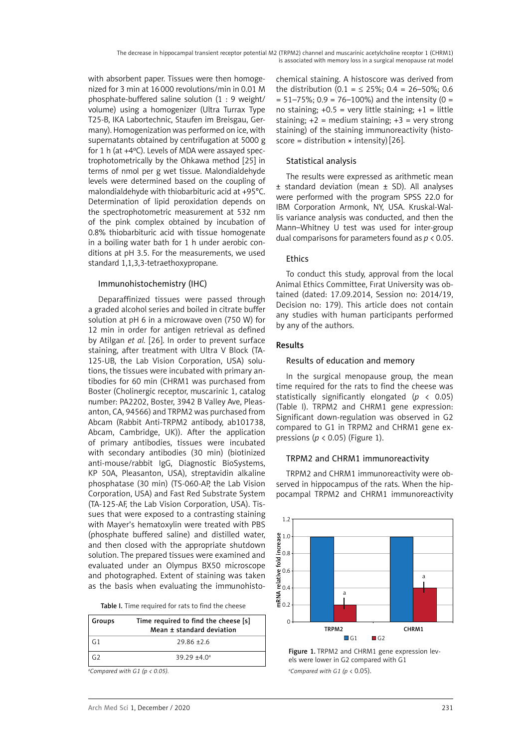with absorbent paper. Tissues were then homogenized for 3 min at 16000 revolutions/min in 0.01 M phosphate-buffered saline solution (1 : 9 weight/volume) using a homogenizer (Ultra Turrax Type T25-B, IKA Labortechnic, Staufen im Breisgau, Germany). Homogenization was performed on ice, with supernatants obtained by centrifugation at 5000 g for 1 h (at +4°C). Levels of MDA were assayed spectrophotometrically by the Ohkawa method [25] in terms of nmol per g wet tissue. Malondialdehyde levels were determined based on the coupling of malondialdehyde with thiobarbituric acid at +95°C. Determination of lipid peroxidation depends on the spectrophotometric measurement at 532 nm of the pink complex obtained by incubation of 0.8% thiobarbituric acid with tissue homogenate in a boiling water bath for 1 h under aerobic conditions at pH 3.5. For the measurements, we used standard 1,1,3,3-tetraethoxypropane.

### Immunohistochemistry (IHC)

Deparaffinized tissues were passed through a graded alcohol series and boiled in citrate buffer solution at pH 6 in a microwave oven (750 W) for 12 min in order for antigen retrieval as defined by Atilgan *et al.* [26]. In order to prevent surface staining, after treatment with Ultra V Block (TA-125-UB, the Lab Vision Corporation, USA) solutions, the tissues were incubated with primary antibodies for 60 min (CHRM1 was purchased from Boster (Cholinergic receptor, muscarinic 1, catalog number: PA2202, Boster, 3942 B Valley Ave, Pleasanton, CA, 94566) and TRPM2 was purchased from Abcam (Rabbit Anti-TRPM2 antibody, ab101738, Abcam, Cambridge, UK)). After the application of primary antibodies, tissues were incubated with secondary antibodies (30 min) (biotinized anti-mouse/rabbit IgG, Diagnostic BioSystems, KP 50A, Pleasanton, USA), streptavidin alkaline phosphatase (30 min) (TS-060-AP, the Lab Vision Corporation, USA) and Fast Red Substrate System (TA-125-AF, the Lab Vision Corporation, USA). Tissues that were exposed to a contrasting staining with Mayer's hematoxylin were treated with PBS (phosphate buffered saline) and distilled water, and then closed with the appropriate shutdown solution. The prepared tissues were examined and evaluated under an Olympus BX50 microscope and photographed. Extent of staining was taken as the basis when evaluating the immunohistochemical staining. A histoscore was derived from the distribution (0.1 = ≤ 25%; 0.4 = 26–50%; 0.6 = 51–75%; 0.9 = 76–100%) and the intensity (0 = no staining; +0.5 = very little staining; +1 = little staining; +2 = medium staining; +3 = very strong staining) of the staining immunoreactivity (histoscore = distribution × intensity) [26].

**Table I.** Time required for rats to find the cheese

| Groups | Time required to find the cheese [s] Mean ± standard deviation |
|---|---|
| G1 | 29.86 ±2.6 |
| G2 | 39.29 ±4.0[a] |

[a]*Compared with G1 ($p < 0.05$).*

### Statistical analysis

The results were expressed as arithmetic mean ± standard deviation (mean ± SD). All analyses were performed with the program SPSS 22.0 for IBM Corporation Armonk, NY, USA. Kruskal-Wallis variance analysis was conducted, and then the Mann–Whitney U test was used for inter-group dual comparisons for parameters found as $p < 0.05$.

### Ethics

To conduct this study, approval from the local Animal Ethics Committee, Fırat University was obtained (dated: 17.09.2014, Session no: 2014/19, Decision no: 179). This article does not contain any studies with human participants performed by any of the authors.

## Results

### Results of education and memory

In the surgical menopause group, the mean time required for the rats to find the cheese was statistically significantly elongated ($p < 0.05$) (Table I). TRPM2 and CHRM1 gene expression: Significant down-regulation was observed in G2 compared to G1 in TRPM2 and CHRM1 gene expressions ($p < 0.05$) (Figure 1).

### TRPM2 and CHRM1 immunoreactivity

TRPM2 and CHRM1 immunoreactivity were observed in hippocampus of the rats. When the hippocampal TRPM2 and CHRM1 immunoreactivity

**Figure 1.** TRPM2 and CHRM1 gene expression levels were lower in G2 compared with G1

[a]*Compared with G1 ($p < 0.05$).*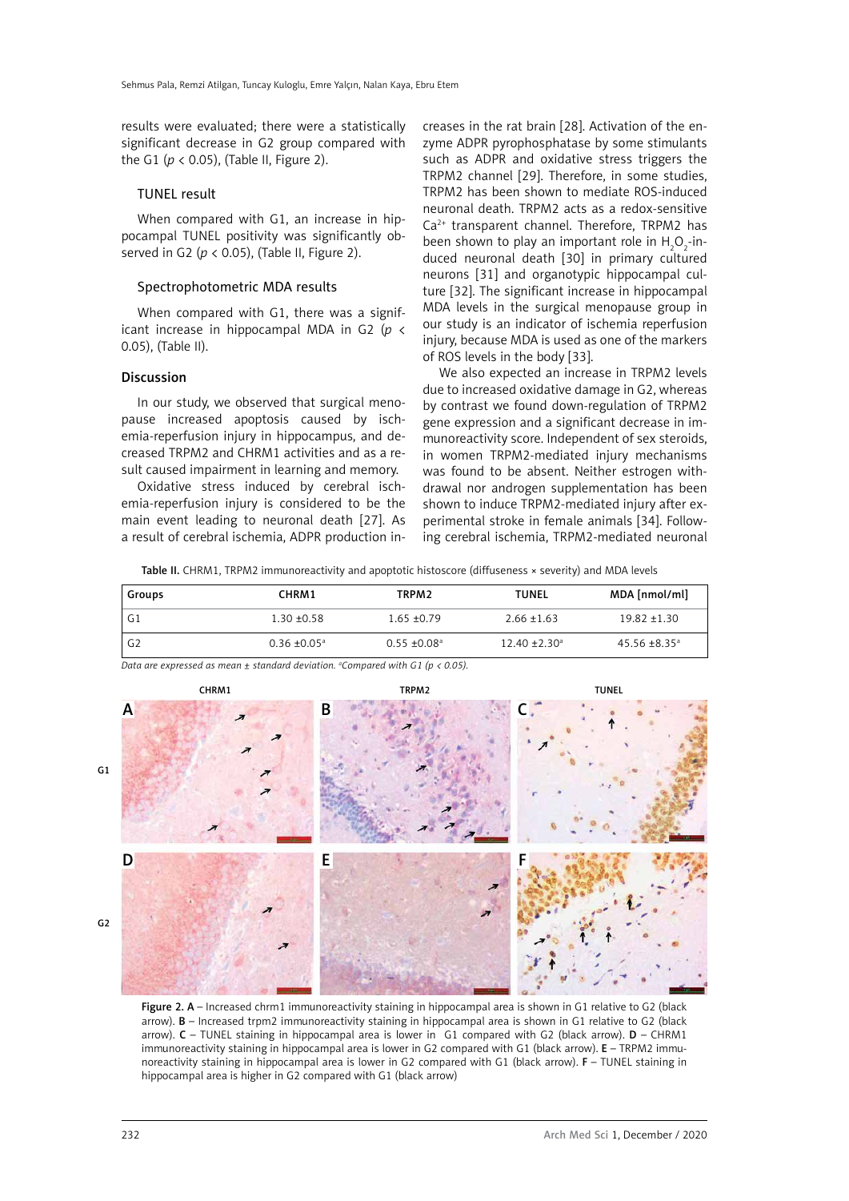results were evaluated; there were a statistically significant decrease in G2 group compared with the G1 ($p < 0.05$), (Table II, Figure 2).

### TUNEL result

When compared with G1, an increase in hippocampal TUNEL positivity was significantly observed in G2 ($p < 0.05$), (Table II, Figure 2).

### Spectrophotometric MDA results

When compared with G1, there was a significant increase in hippocampal MDA in G2 ($p < 0.05$), (Table II).

## Discussion

In our study, we observed that surgical menopause increased apoptosis caused by ischemia-reperfusion injury in hippocampus, and decreased TRPM2 and CHRM1 activities and as a result caused impairment in learning and memory.

Oxidative stress induced by cerebral ischemia-reperfusion injury is considered to be the main event leading to neuronal death [27]. As a result of cerebral ischemia, ADPR production increases in the rat brain [28]. Activation of the enzyme ADPR pyrophosphatase by some stimulants such as ADPR and oxidative stress triggers the TRPM2 channel [29]. Therefore, in some studies, TRPM2 has been shown to mediate ROS-induced neuronal death. TRPM2 acts as a redox-sensitive $Ca^{2+}$ transparent channel. Therefore, TRPM2 has been shown to play an important role in $H_2O_2$-induced neuronal death [30] in primary cultured neurons [31] and organotypic hippocampal culture [32]. The significant increase in hippocampal MDA levels in the surgical menopause group in our study is an indicator of ischemia reperfusion injury, because MDA is used as one of the markers of ROS levels in the body [33].

We also expected an increase in TRPM2 levels due to increased oxidative damage in G2, whereas by contrast we found down-regulation of TRPM2 gene expression and a significant decrease in immunoreactivity score. Independent of sex steroids, in women TRPM2-mediated injury mechanisms was found to be absent. Neither estrogen withdrawal nor androgen supplementation has been shown to induce TRPM2-mediated injury after experimental stroke in female animals [34]. Following cerebral ischemia, TRPM2-mediated neuronal

**Table II.** CHRM1, TRPM2 immunoreactivity and apoptotic histoscore (diffuseness × severity) and MDA levels

| Groups | CHRM1 | TRPM2 | TUNEL | MDA [nmol/ml] |
|---|---|---|---|---|
| G1 | 1.30 ±0.58 | 1.65 ±0.79 | 2.66 ±1.63 | 19.82 ±1.30 |
| G2 | 0.36 ±0.05[a] | 0.55 ±0.08[a] | 12.40 ±2.30[a] | 45.56 ±8.35[a] |

*Data are expressed as mean ± standard deviation. [a]Compared with G1 ($p < 0.05$).*

**Figure 2. A** – Increased chrm1 immunoreactivity staining in hippocampal area is shown in G1 relative to G2 (black arrow). **B** – Increased trpm2 immunoreactivity staining in hippocampal area is shown in G1 relative to G2 (black arrow). **C** – TUNEL staining in hippocampal area is lower in G1 compared with G2 (black arrow). **D** – CHRM1 immunoreactivity staining in hippocampal area is lower in G2 compared with G1 (black arrow). **E** – TRPM2 immunoreactivity staining in hippocampal area is lower in G2 compared with G1 (black arrow). **F** – TUNEL staining in hippocampal area is higher in G2 compared with G1 (black arrow)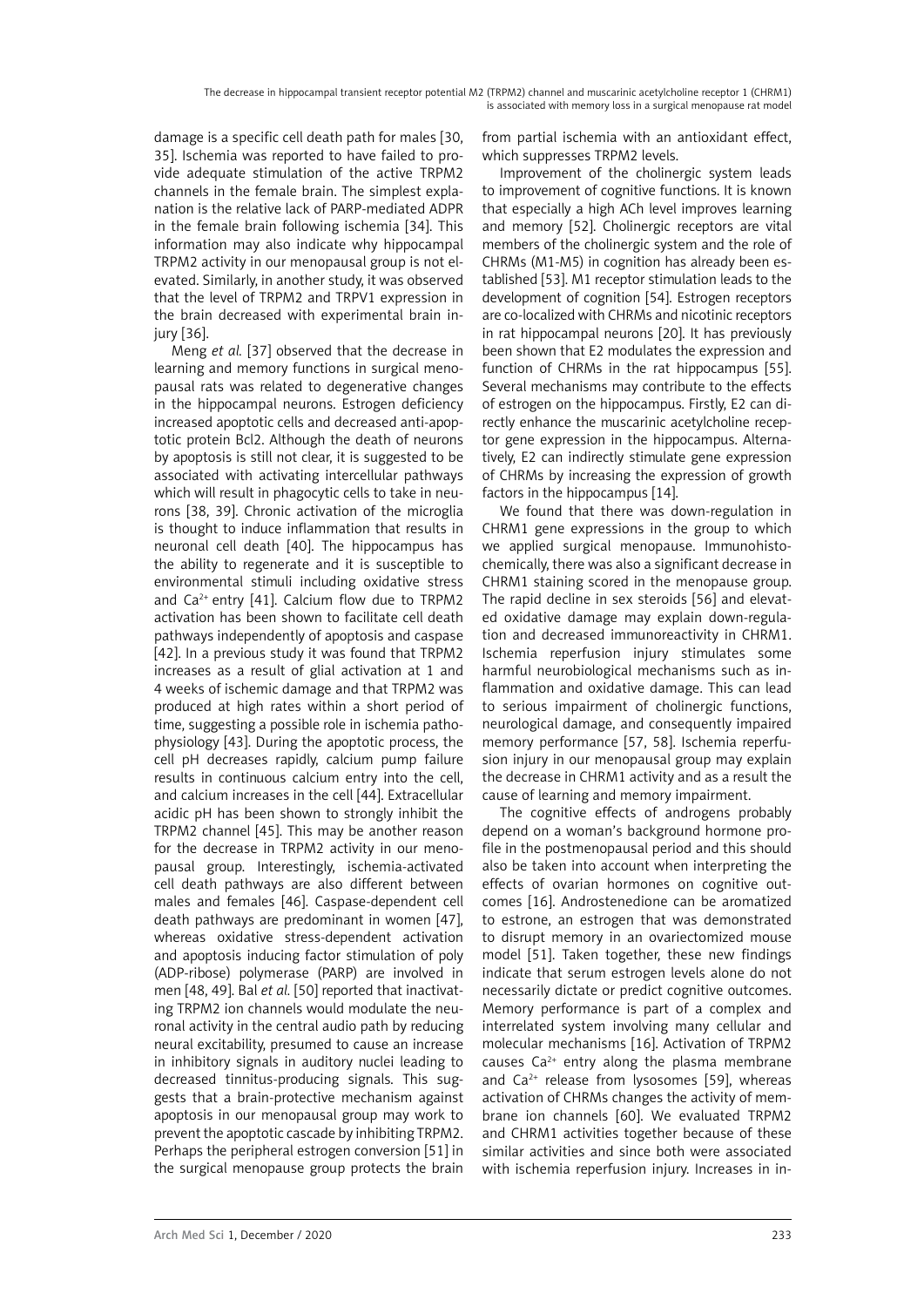damage is a specific cell death path for males [30, 35]. Ischemia was reported to have failed to provide adequate stimulation of the active TRPM2 channels in the female brain. The simplest explanation is the relative lack of PARP-mediated ADPR in the female brain following ischemia [34]. This information may also indicate why hippocampal TRPM2 activity in our menopausal group is not elevated. Similarly, in another study, it was observed that the level of TRPM2 and TRPV1 expression in the brain decreased with experimental brain injury [36].

Meng *et al.* [37] observed that the decrease in learning and memory functions in surgical menopausal rats was related to degenerative changes in the hippocampal neurons. Estrogen deficiency increased apoptotic cells and decreased anti-apoptotic protein Bcl2. Although the death of neurons by apoptosis is still not clear, it is suggested to be associated with activating intercellular pathways which will result in phagocytic cells to take in neurons [38, 39]. Chronic activation of the microglia is thought to induce inflammation that results in neuronal cell death [40]. The hippocampus has the ability to regenerate and it is susceptible to environmental stimuli including oxidative stress and $Ca^{2+}$ entry [41]. Calcium flow due to TRPM2 activation has been shown to facilitate cell death pathways independently of apoptosis and caspase [42]. In a previous study it was found that TRPM2 increases as a result of glial activation at 1 and 4 weeks of ischemic damage and that TRPM2 was produced at high rates within a short period of time, suggesting a possible role in ischemia pathophysiology [43]. During the apoptotic process, the cell pH decreases rapidly, calcium pump failure results in continuous calcium entry into the cell, and calcium increases in the cell [44]. Extracellular acidic pH has been shown to strongly inhibit the TRPM2 channel [45]. This may be another reason for the decrease in TRPM2 activity in our menopausal group. Interestingly, ischemia-activated cell death pathways are also different between males and females [46]. Caspase-dependent cell death pathways are predominant in women [47], whereas oxidative stress-dependent activation and apoptosis inducing factor stimulation of poly (ADP-ribose) polymerase (PARP) are involved in men [48, 49]. Bal *et al.* [50] reported that inactivating TRPM2 ion channels would modulate the neuronal activity in the central audio path by reducing neural excitability, presumed to cause an increase in inhibitory signals in auditory nuclei leading to decreased tinnitus-producing signals. This suggests that a brain-protective mechanism against apoptosis in our menopausal group may work to prevent the apoptotic cascade by inhibiting TRPM2. Perhaps the peripheral estrogen conversion [51] in the surgical menopause group protects the brain from partial ischemia with an antioxidant effect, which suppresses TRPM2 levels.

Improvement of the cholinergic system leads to improvement of cognitive functions. It is known that especially a high ACh level improves learning and memory [52]. Cholinergic receptors are vital members of the cholinergic system and the role of CHRMs (M1-M5) in cognition has already been established [53]. M1 receptor stimulation leads to the development of cognition [54]. Estrogen receptors are co-localized with CHRMs and nicotinic receptors in rat hippocampal neurons [20]. It has previously been shown that E2 modulates the expression and function of CHRMs in the rat hippocampus [55]. Several mechanisms may contribute to the effects of estrogen on the hippocampus. Firstly, E2 can directly enhance the muscarinic acetylcholine receptor gene expression in the hippocampus. Alternatively, E2 can indirectly stimulate gene expression of CHRMs by increasing the expression of growth factors in the hippocampus [14].

We found that there was down-regulation in CHRM1 gene expressions in the group to which we applied surgical menopause. Immunohistochemically, there was also a significant decrease in CHRM1 staining scored in the menopause group. The rapid decline in sex steroids [56] and elevated oxidative damage may explain down-regulation and decreased immunoreactivity in CHRM1. Ischemia reperfusion injury stimulates some harmful neurobiological mechanisms such as inflammation and oxidative damage. This can lead to serious impairment of cholinergic functions, neurological damage, and consequently impaired memory performance [57, 58]. Ischemia reperfusion injury in our menopausal group may explain the decrease in CHRM1 activity and as a result the cause of learning and memory impairment.

The cognitive effects of androgens probably depend on a woman's background hormone profile in the postmenopausal period and this should also be taken into account when interpreting the effects of ovarian hormones on cognitive outcomes [16]. Androstenedione can be aromatized to estrone, an estrogen that was demonstrated to disrupt memory in an ovariectomized mouse model [51]. Taken together, these new findings indicate that serum estrogen levels alone do not necessarily dictate or predict cognitive outcomes. Memory performance is part of a complex and interrelated system involving many cellular and molecular mechanisms [16]. Activation of TRPM2 causes $Ca^{2+}$ entry along the plasma membrane and $Ca^{2+}$ release from lysosomes [59], whereas activation of CHRMs changes the activity of membrane ion channels [60]. We evaluated TRPM2 and CHRM1 activities together because of these similar activities and since both were associated with ischemia reperfusion injury. Increases in in-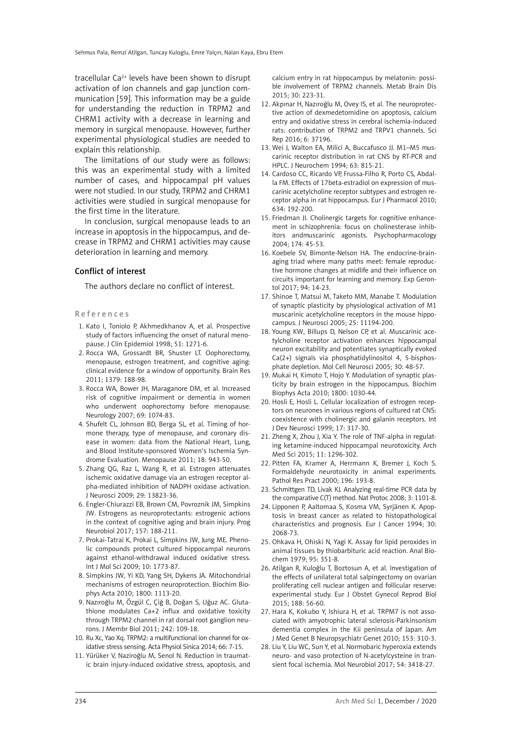tracellular $Ca^{2+}$ levels have been shown to disrupt activation of ion channels and gap junction communication [59]. This information may be a guide for understanding the reduction in TRPM2 and CHRM1 activity with a decrease in learning and memory in surgical menopause. However, further experimental physiological studies are needed to explain this relationship.

The limitations of our study were as follows: this was an experimental study with a limited number of cases, and hippocampal pH values were not studied. In our study, TRPM2 and CHRM1 activities were studied in surgical menopause for the first time in the literature.

In conclusion, surgical menopause leads to an increase in apoptosis in the hippocampus, and decrease in TRPM2 and CHRM1 activities may cause deterioration in learning and memory.

## Conflict of interest

The authors declare no conflict of interest.

## References

1. Kato I, Toniolo P, Akhmedkhanov A, et al. Prospective study of factors influencing the onset of natural menopause. J Clin Epidemiol 1998; 51: 1271-6.
2. Rocca WA, Grossardt BR, Shuster LT. Oophorectomy, menopause, estrogen treatment, and cognitive aging: clinical evidence for a window of opportunity. Brain Res 2011; 1379: 188-98.
3. Rocca WA, Bower JH, Maraganore DM, et al. Increased risk of cognitive impairment or dementia in women who underwent oophorectomy before menopause. Neurology 2007; 69: 1074-83.
4. Shufelt CL, Johnson BD, Berga SL, et al. Timing of hormone therapy, type of menopause, and coronary disease in women: data from the National Heart, Lung, and Blood Institute-sponsored Women's Ischemia Syndrome Evaluation. Menopause 2011; 18: 943-50.
5. Zhang QG, Raz L, Wang R, et al. Estrogen attenuates ischemic oxidative damage via an estrogen receptor alpha-mediated inhibition of NADPH oxidase activation. J Neurosci 2009; 29: 13823-36.
6. Engler-Chiurazzi EB, Brown CM, Povroznik JM, Simpkins JW. Estrogens as neuroprotectants: estrogenic actions in the context of cognitive aging and brain injury. Prog Neurobiol 2017; 157: 188-211.
7. Prokai-Tatrai K, Prokai L, Simpkins JW, Jung ME. Phenolic compounds protect cultured hippocampal neurons against ethanol-withdrawal induced oxidative stress. Int J Mol Sci 2009; 10: 1773-87.
8. Simpkins JW, Yi KD, Yang SH, Dykens JA. Mitochondrial mechanisms of estrogen neuroprotection. Biochim Biophys Acta 2010; 1800: 1113-20.
9. Nazıroğlu M, Özgül C, Çiğ B, Doğan S, Uğuz AC. Glutathione modulates Ca+2 influx and oxidative toxicity through TRPM2 channel in rat dorsal root ganglion neurons. J Membr Biol 2011; 242: 109-18.
10. Ru Xc, Yao Xq. TRPM2: a multifunctional ion channel for oxidative stress sensing. Acta Physiol Sinica 2014; 66: 7-15.
11. Yürüker V, Naziroğlu M, Senol N. Reduction in traumatic brain injury-induced oxidative stress, apoptosis, and calcium entry in rat hippocampus by melatonin: possible involvement of TRPM2 channels. Metab Brain Dis 2015; 30: 223-31.
12. Akpınar H, Nazıroğlu M, Ovey IS, et al. The neuroprotective action of dexmedetomidine on apoptosis, calcium entry and oxidative stress in cerebral ischemia-induced rats: contribution of TRPM2 and TRPV1 channels. Sci Rep 2016; 6: 37196.
13. Wei J, Walton EA, Milici A, Buccafusco JJ. M1–M5 muscarinic receptor distribution in rat CNS by RT-PCR and HPLC. J Neurochem 1994; 63: 815-21.
14. Cardoso CC, Ricardo VP, Frussa-Filho R, Porto CS, Abdalla FM. Effects of 17beta-estradiol on expression of muscarinic acetylcholine receptor subtypes and estrogen receptor alpha in rat hippocampus. Eur J Pharmacol 2010; 634: 192-200.
15. Friedman JI. Cholinergic targets for cognitive enhancement in schizophrenia: focus on cholinesterase inhibitors andmuscarinic agonists. Psychopharmacology 2004; 174: 45-53.
16. Koebele SV, Bimonte-Nelson HA. The endocrine-brain-aging triad where many paths meet: female reproductive hormone changes at midlife and their influence on circuits important for learning and memory. Exp Gerontol 2017; 94: 14-23.
17. Shinoe T, Matsui M, Taketo MM, Manabe T. Modulation of synaptic plasticity by physiological activation of M1 muscarinic acetylcholine receptors in the mouse hippocampus. J Neurosci 2005; 25: 11194-200.
18. Young KW, Billups D, Nelson CP, et al. Muscarinic acetylcholine receptor activation enhances hippocampal neuron excitability and potentiates synaptically evoked Ca(2+) signals via phosphatidylinositol 4, 5-bisphosphate depletion. Mol Cell Neurosci 2005; 30: 48-57.
19. Mukai H, Kimoto T, Hojo Y. Modulation of synaptic plasticity by brain estrogen in the hippocampus. Biochim Biophys Acta 2010; 1800: 1030-44.
20. Hosli E, Hosli L. Cellular localization of estrogen receptors on neurones in various regions of cultured rat CNS: coexistence with cholinergic and galanin receptors. Int J Dev Neurosci 1999; 17: 317-30.
21. Zheng X, Zhou J, Xia Y. The role of TNF-alpha in regulating ketamine-induced hippocampal neurotoxicity. Arch Med Sci 2015; 11: 1296-302.
22. Pitten FA, Kramer A, Herrmann K, Bremer J, Koch S. Formaldehyde neurotoxicity in animal experiments. Pathol Res Pract 2000; 196: 193-8.
23. Schmittgen TD, Livak KJ. Analyzing real-time PCR data by the comparative C(T) method. Nat Protoc 2008; 3: 1101-8.
24. Lipponen P, Aaltomaa S, Kosma VM, Syrjänen K. Apoptosis in breast cancer as related to histopathological characteristics and prognosis. Eur J Cancer 1994; 30: 2068-73.
25. Ohkava H, Ohiski N, Yagi K. Assay for lipid peroxides in animal tissues by thiobarbituric acid reaction. Anal Biochem 1979; 95: 351-8.
26. Atilgan R, Kuloğlu T, Boztosun A, et al. Investigation of the effects of unilateral total salpingectomy on ovarian proliferating cell nuclear antigen and follicular reserve: experimental study. Eur J Obstet Gynecol Reprod Biol 2015; 188: 56-60.
27. Hara K, Kokubo Y, Ishiura H, et al. TRPM7 is not associated with amyotrophic lateral sclerosis-Parkinsonism dementia complex in the Kii peninsula of Japan. Am J Med Genet B Neuropsychiatr Genet 2010; 153: 310-3.
28. Liu Y, Liu WC, Sun Y, et al. Normobaric hyperoxia extends neuro- and vaso protection of N-acetylcysteine in transient focal ischemia. Mol Neurobiol 2017; 54: 3418-27.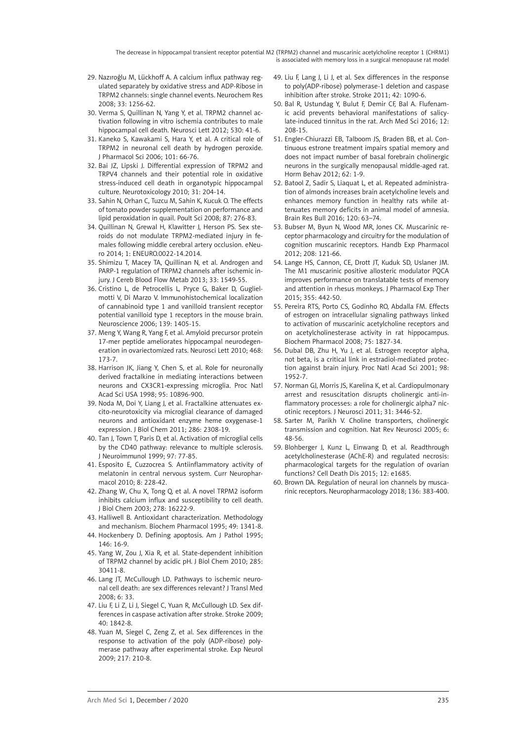29. Nazıroğlu M, Lückhoff A. A calcium influx pathway regulated separately by oxidative stress and ADP-Ribose in TRPM2 channels: single channel events. Neurochem Res 2008; 33: 1256-62.
30. Verma S, Quillinan N, Yang Y, et al. TRPM2 channel activation following in vitro ischemia contributes to male hippocampal cell death. Neurosci Lett 2012; 530: 41-6.
31. Kaneko S, Kawakami S, Hara Y, et al. A critical role of TRPM2 in neuronal cell death by hydrogen peroxide. J Pharmacol Sci 2006; 101: 66-76.
32. Bai JZ, Lipski J. Differential expression of TRPM2 and TRPV4 channels and their potential role in oxidative stress-induced cell death in organotypic hippocampal culture. Neurotoxicology 2010; 31: 204-14.
33. Sahin N, Orhan C, Tuzcu M, Sahin K, Kucuk O. The effects of tomato powder supplementation on performance and lipid peroxidation in quail. Poult Sci 2008; 87: 276-83.
34. Quillinan N, Grewal H, Klawitter J, Herson PS. Sex steroids do not modulate TRPM2-mediated injury in females following middle cerebral artery occlusion. eNeuro 2014; 1: ENEURO.0022-14.2014.
35. Shimizu T, Macey TA, Quillinan N, et al. Androgen and PARP-1 regulation of TRPM2 channels after ischemic injury. J Cereb Blood Flow Metab 2013; 33: 1549-55.
36. Cristino L, de Petrocellis L, Pryce G, Baker D, Guglielmotti V, Di Marzo V. Immunohistochemical localization of cannabinoid type 1 and vanilloid transient receptor potential vanilloid type 1 receptors in the mouse brain. Neuroscience 2006; 139: 1405-15.
37. Meng Y, Wang R, Yang F, et al. Amyloid precursor protein 17-mer peptide ameliorates hippocampal neurodegeneration in ovariectomized rats. Neurosci Lett 2010; 468: 173-7.
38. Harrison JK, Jiang Y, Chen S, et al. Role for neuronally derived fractalkine in mediating interactions between neurons and CX3CR1-expressing microglia. Proc Natl Acad Sci USA 1998; 95: 10896-900.
39. Noda M, Doi Y, Liang J, et al. Fractalkine attenuates excito-neurotoxicity via microglial clearance of damaged neurons and antioxidant enzyme heme oxygenase-1 expression. J Biol Chem 2011; 286: 2308-19.
40. Tan J, Town T, Paris D, et al. Activation of microglial cells by the CD40 pathway: relevance to multiple sclerosis. J Neuroimmunol 1999; 97: 77-85.
41. Esposito E, Cuzzocrea S. Antiinflammatory activity of melatonin in central nervous system. Curr Neuropharmacol 2010; 8: 228-42.
42. Zhang W, Chu X, Tong Q, et al. A novel TRPM2 isoform inhibits calcium influx and susceptibility to cell death. J Biol Chem 2003; 278: 16222-9.
43. Halliwell B. Antioxidant characterization. Methodology and mechanism. Biochem Pharmacol 1995; 49: 1341-8.
44. Hockenbery D. Defining apoptosis. Am J Pathol 1995; 146: 16-9.
45. Yang W, Zou J, Xia R, et al. State-dependent inhibition of TRPM2 channel by acidic pH. J Biol Chem 2010; 285: 30411-8.
46. Lang JT, McCullough LD. Pathways to ischemic neuronal cell death: are sex differences relevant? J Transl Med 2008; 6: 33.
47. Liu F, Li Z, Li J, Siegel C, Yuan R, McCullough LD. Sex differences in caspase activation after stroke. Stroke 2009; 40: 1842-8.
48. Yuan M, Siegel C, Zeng Z, et al. Sex differences in the response to activation of the poly (ADP-ribose) polymerase pathway after experimental stroke. Exp Neurol 2009; 217: 210-8.
49. Liu F, Lang J, Li J, et al. Sex differences in the response to poly(ADP-ribose) polymerase-1 deletion and caspase inhibition after stroke. Stroke 2011; 42: 1090-6.
50. Bal R, Ustundag Y, Bulut F, Demir CF, Bal A. Flufenamic acid prevents behavioral manifestations of salicylate-induced tinnitus in the rat. Arch Med Sci 2016; 12: 208-15.
51. Engler-Chiurazzi EB, Talboom JS, Braden BB, et al. Continuous estrone treatment impairs spatial memory and does not impact number of basal forebrain cholinergic neurons in the surgically menopausal middle-aged rat. Horm Behav 2012; 62: 1-9.
52. Batool Z, Sadir S, Liaquat L, et al. Repeated administration of almonds increases brain acetylcholine levels and enhances memory function in healthy rats while attenuates memory deficits in animal model of amnesia. Brain Res Bull 2016; 120: 63–74.
53. Bubser M, Byun N, Wood MR, Jones CK. Muscarinic receptor pharmacology and circuitry for the modulation of cognition muscarinic receptors. Handb Exp Pharmacol 2012; 208: 121-66.
54. Lange HS, Cannon, CE, Drott JT, Kuduk SD, Uslaner JM. The M1 muscarinic positive allosteric modulator PQCA improves performance on translatable tests of memory and attention in rhesus monkeys. J Pharmacol Exp Ther 2015; 355: 442-50.
55. Pereira RTS, Porto CS, Godinho RO, Abdalla FM. Effects of estrogen on intracellular signaling pathways linked to activation of muscarinic acetylcholine receptors and on acetylcholinesterase activity in rat hippocampus. Biochem Pharmacol 2008; 75: 1827-34.
56. Dubal DB, Zhu H, Yu J, et al. Estrogen receptor alpha, not beta, is a critical link in estradiol-mediated protection against brain injury. Proc Natl Acad Sci 2001; 98: 1952-7.
57. Norman GJ, Morris JS, Karelina K, et al. Cardiopulmonary arrest and resuscitation disrupts cholinergic anti-inflammatory processes: a role for cholinergic alpha7 nicotinic receptors. J Neurosci 2011; 31: 3446-52.
58. Sarter M, Parikh V. Choline transporters, cholinergic transmission and cognition. Nat Rev Neurosci 2005; 6: 48-56.
59. Blohberger J, Kunz L, Einwang D, et al. Readthrough acetylcholinesterase (AChE-R) and regulated necrosis: pharmacological targets for the regulation of ovarian functions? Cell Death Dis 2015; 12: e1685.
60. Brown DA. Regulation of neural ion channels by muscarinic receptors. Neuropharmacology 2018; 136: 383-400.